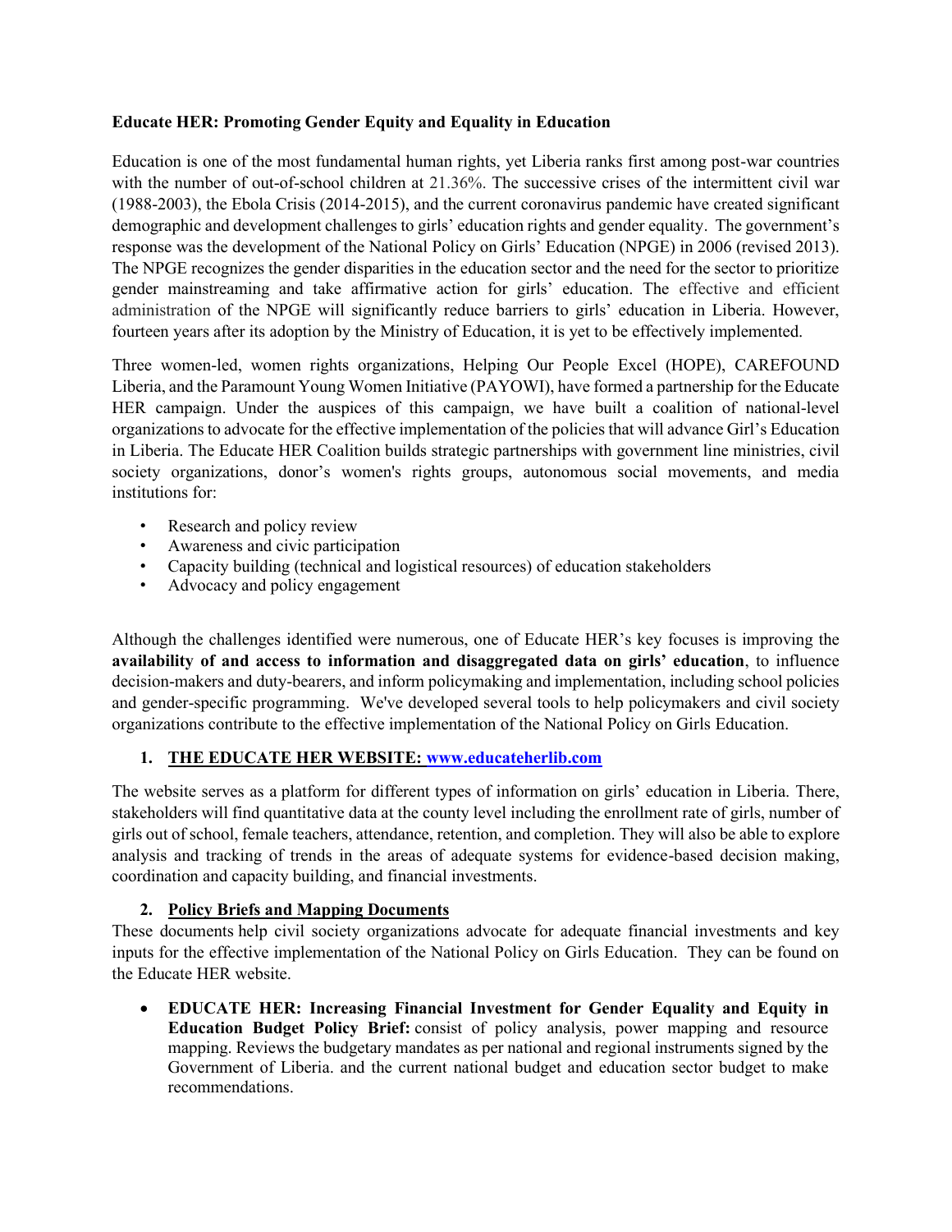**Educate HER: Promoting Gender Equity and Equality in Education**

Education is one of the most fundamental human rights, yet Liberia ranks first among post-war countries with the number of out-of-school children at 21.36%. The successive crises of the intermittent civil war (1988-2003), the Ebola Crisis (2014-2015), and the current coronavirus pandemic have created significant demographic and development challenges to girls' education rights and gender equality. The government's response was the development of the National Policy on Girls' Education (NPGE) in 2006 (revised 2013). The NPGE recognizes the gender disparities in the education sector and the need for the sector to prioritize gender mainstreaming and take affirmative action for girls' education. The effective and efficient administration of the NPGE will significantly reduce barriers to girls' education in Liberia. However, fourteen years after its adoption by the Ministry of Education, it is yet to be effectively implemented.

Three women-led, women rights organizations, Helping Our People Excel (HOPE), CAREFOUND Liberia, and the Paramount Young Women Initiative (PAYOWI), have formed a partnership for the Educate HER campaign. Under the auspices of this campaign, we have built a coalition of national-level organizations to advocate for the effective implementation of the policies that will advance Girl's Education in Liberia. The Educate HER Coalition builds strategic partnerships with government line ministries, civil society organizations, donor's women's rights groups, autonomous social movements, and media institutions for:

- Research and policy review
- Awareness and civic participation
- Capacity building (technical and logistical resources) of education stakeholders
- Advocacy and policy engagement

Although the challenges identified were numerous, one of Educate HER's key focuses is improving the **availability of and access to information and disaggregated data on girls' education**, to influence decision-makers and duty-bearers, and inform policymaking and implementation, including school policies and gender-specific programming. We've developed several tools to help policymakers and civil society organizations contribute to the effective implementation of the National Policy on Girls Education.

1. **THE EDUCATE HER WEBSITE: www.educateherlib.com**

The website serves as a platform for different types of information on girls' education in Liberia. There, stakeholders will find quantitative data at the county level including the enrollment rate of girls, number of girls out of school, female teachers, attendance, retention, and completion. They will also be able to explore analysis and tracking of trends in the areas of adequate systems for evidence-based decision making, coordination and capacity building, and financial investments.

2. **Policy Briefs and Mapping Documents**

These documents help civil society organizations advocate for adequate financial investments and key inputs for the effective implementation of the National Policy on Girls Education. They can be found on the Educate HER website.

- **EDUCATE HER: Increasing Financial Investment for Gender Equality and Equity in Education Budget Policy Brief:** consist of policy analysis, power mapping and resource mapping. Reviews the budgetary mandates as per national and regional instruments signed by the Government of Liberia. and the current national budget and education sector budget to make recommendations.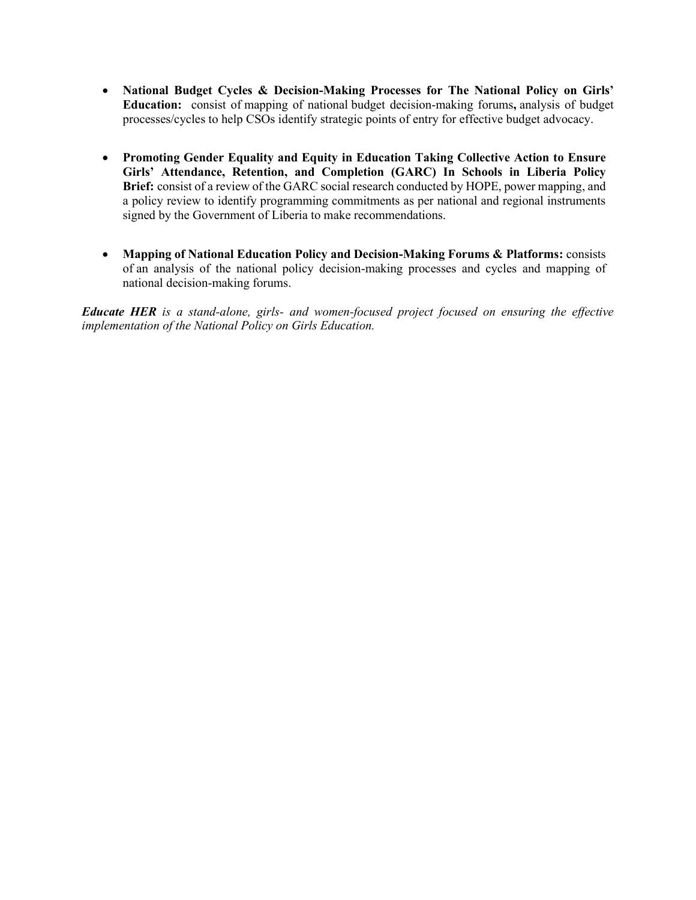- **National Budget Cycles & Decision-Making Processes for The National Policy on Girls' Education:** consist of mapping of national budget decision-making forums**,** analysis of budget processes/cycles to help CSOs identify strategic points of entry for effective budget advocacy.

- **Promoting Gender Equality and Equity in Education Taking Collective Action to Ensure Girls' Attendance, Retention, and Completion (GARC) In Schools in Liberia Policy Brief:** consist of a review of the GARC social research conducted by HOPE, power mapping, and a policy review to identify programming commitments as per national and regional instruments signed by the Government of Liberia to make recommendations.

- **Mapping of National Education Policy and Decision-Making Forums & Platforms:** consists of an analysis of the national policy decision-making processes and cycles and mapping of national decision-making forums.

***Educate HER*** *is a stand-alone, girls- and women-focused project focused on ensuring the effective implementation of the National Policy on Girls Education.*